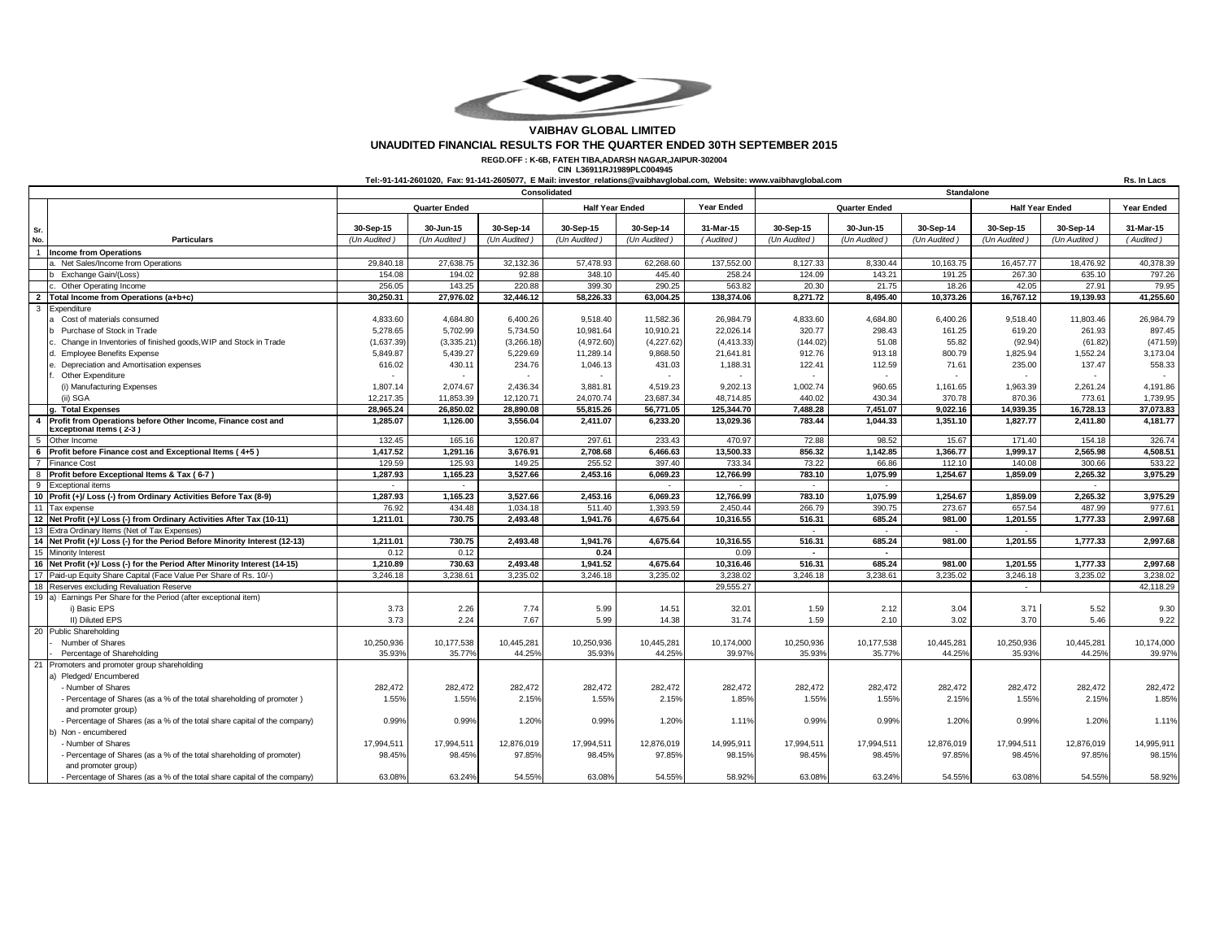# VAIBHAV GLOBAL LIMITED

## UNAUDITED FINANCIAL RESULTS FOR THE QUARTER ENDED 30TH SEPTEMBER 2015

**REGD.OFF : K-6B, FATEH TIBA,ADARSH NAGAR,JAIPUR-302004**
**CIN L36911RJ1989PLC004945**
**Tel:-91-141-2601020, Fax: 91-141-2605077, E Mail: investor_relations@vaibhavglobal.com, Website: www.vaibhavglobal.com**

**Rs. In Lacs**

| Sr. No. | Particulars | Consolidated | | | | | | Standalone | | | | | |
|---|---|---|---|---|---|---|---|---|---|---|---|---|---|
| | | Quarter Ended | | | Half Year Ended | | Year Ended | Quarter Ended | | | Half Year Ended | | Year Ended |
| | | 30-Sep-15 | 30-Jun-15 | 30-Sep-14 | 30-Sep-15 | 30-Sep-14 | 31-Mar-15 | 30-Sep-15 | 30-Jun-15 | 30-Sep-14 | 30-Sep-15 | 30-Sep-14 | 31-Mar-15 |
| | | (Un Audited ) | (Un Audited ) | (Un Audited ) | (Un Audited ) | (Un Audited ) | ( Audited ) | (Un Audited ) | (Un Audited ) | (Un Audited ) | (Un Audited ) | (Un Audited ) | ( Audited ) |
| 1 | **Income from Operations** | | | | | | | | | | | | |
| | a. Net Sales/Income from Operations | 29,840.18 | 27,638.75 | 32,132.36 | 57,478.93 | 62,268.60 | 137,552.00 | 8,127.33 | 8,330.44 | 10,163.75 | 16,457.77 | 18,476.92 | 40,378.39 |
| | b Exchange Gain/(Loss) | 154.08 | 194.02 | 92.88 | 348.10 | 445.40 | 258.24 | 124.09 | 143.21 | 191.25 | 267.30 | 635.10 | 797.26 |
| | c. Other Operating Income | 256.05 | 143.25 | 220.88 | 399.30 | 290.25 | 563.82 | 20.30 | 21.75 | 18.26 | 42.05 | 27.91 | 79.95 |
| 2 | **Total Income from Operations (a+b+c)** | 30,250.31 | 27,976.02 | 32,446.12 | 58,226.33 | 63,004.25 | 138,374.06 | 8,271.72 | 8,495.40 | 10,373.26 | 16,767.12 | 19,139.93 | 41,255.60 |
| 3 | Expenditure | | | | | | | | | | | | |
| | a Cost of materials consumed | 4,833.60 | 4,684.80 | 6,400.26 | 9,518.40 | 11,582.36 | 26,984.79 | 4,833.60 | 4,684.80 | 6,400.26 | 9,518.40 | 11,803.46 | 26,984.79 |
| | b Purchase of Stock in Trade | 5,278.65 | 5,702.99 | 5,734.50 | 10,981.64 | 10,910.21 | 22,026.14 | 320.77 | 298.43 | 161.25 | 619.20 | 261.93 | 897.45 |
| | c. Change in Inventories of finished goods,WIP and Stock in Trade | (1,637.39) | (3,335.21) | (3,266.18) | (4,972.60) | (4,227.62) | (4,413.33) | (144.02) | 51.08 | 55.82 | (92.94) | (61.82) | (471.59) |
| | d. Employee Benefits Expense | 5,849.87 | 5,439.27 | 5,229.69 | 11,289.14 | 9,868.50 | 21,641.81 | 912.76 | 913.18 | 800.79 | 1,825.94 | 1,552.24 | 3,173.04 |
| | e. Depreciation and Amortisation expenses | 616.02 | 430.11 | 234.76 | 1,046.13 | 431.03 | 1,188.31 | 122.41 | 112.59 | 71.61 | 235.00 | 137.47 | 558.33 |
| | f. Other Expenditure | - | - | - | - | - | - | - | - | - | - | - | - |
| | (i) Manufacturing Expenses | 1,807.14 | 2,074.67 | 2,436.34 | 3,881.81 | 4,519.23 | 9,202.13 | 1,002.74 | 960.65 | 1,161.65 | 1,963.39 | 2,261.24 | 4,191.86 |
| | (ii) SGA | 12,217.35 | 11,853.39 | 12,120.71 | 24,070.74 | 23,687.34 | 48,714.85 | 440.02 | 430.34 | 370.78 | 870.36 | 773.61 | 1,739.95 |
| | **g. Total Expenses** | 28,965.24 | 26,850.02 | 28,890.08 | 55,815.26 | 56,771.05 | 125,344.70 | 7,488.28 | 7,451.07 | 9,022.16 | 14,939.35 | 16,728.13 | 37,073.83 |
| 4 | **Profit from Operations before Other Income, Finance cost and Exceptional Items ( 2-3 )** | 1,285.07 | 1,126.00 | 3,556.04 | 2,411.07 | 6,233.20 | 13,029.36 | 783.44 | 1,044.33 | 1,351.10 | 1,827.77 | 2,411.80 | 4,181.77 |
| 5 | Other Income | 132.45 | 165.16 | 120.87 | 297.61 | 233.43 | 470.97 | 72.88 | 98.52 | 15.67 | 171.40 | 154.18 | 326.74 |
| 6 | **Profit before Finance cost and Exceptional Items ( 4+5 )** | 1,417.52 | 1,291.16 | 3,676.91 | 2,708.68 | 6,466.63 | 13,500.33 | 856.32 | 1,142.85 | 1,366.77 | 1,999.17 | 2,565.98 | 4,508.51 |
| 7 | Finance Cost | 129.59 | 125.93 | 149.25 | 255.52 | 397.40 | 733.34 | 73.22 | 66.86 | 112.10 | 140.08 | 300.66 | 533.22 |
| 8 | **Profit before Exceptional Items & Tax ( 6-7 )** | 1,287.93 | 1,165.23 | 3,527.66 | 2,453.16 | 6,069.23 | 12,766.99 | 783.10 | 1,075.99 | 1,254.67 | 1,859.09 | 2,265.32 | 3,975.29 |
| 9 | Exceptional items | - | - | | | - | - | - | - | | | - | |
| 10 | **Profit (+)/ Loss (-) from Ordinary Activities Before Tax (8-9)** | 1,287.93 | 1,165.23 | 3,527.66 | 2,453.16 | 6,069.23 | 12,766.99 | 783.10 | 1,075.99 | 1,254.67 | 1,859.09 | 2,265.32 | 3,975.29 |
| 11 | Tax expense | 76.92 | 434.48 | 1,034.18 | 511.40 | 1,393.59 | 2,450.44 | 266.79 | 390.75 | 273.67 | 657.54 | 487.99 | 977.61 |
| 12 | **Net Profit (+)/ Loss (-) from Ordinary Activities After Tax (10-11)** | 1,211.01 | 730.75 | 2,493.48 | 1,941.76 | 4,675.64 | 10,316.55 | 516.31 | 685.24 | 981.00 | 1,201.55 | 1,777.33 | 2,997.68 |
| 13 | Extra Ordinary Items (Net of Tax Expenses) | | | | | | | - | - | - | - | | |
| 14 | **Net Profit (+)/ Loss (-) for the Period Before Minority Interest (12-13)** | 1,211.01 | 730.75 | 2,493.48 | 1,941.76 | 4,675.64 | 10,316.55 | 516.31 | 685.24 | 981.00 | 1,201.55 | 1,777.33 | 2,997.68 |
| 15 | Minority Interest | 0.12 | 0.12 | | 0.24 | | 0.09 | - | - | | | | |
| 16 | **Net Profit (+)/ Loss (-) for the Period After Minority Interest (14-15)** | 1,210.89 | 730.63 | 2,493.48 | 1,941.52 | 4,675.64 | 10,316.46 | 516.31 | 685.24 | 981.00 | 1,201.55 | 1,777.33 | 2,997.68 |
| 17 | Paid-up Equity Share Capital (Face Value Per Share of Rs. 10/-) | 3,246.18 | 3,238.61 | 3,235.02 | 3,246.18 | 3,235.02 | 3,238.02 | 3,246.18 | 3,238.61 | 3,235.02 | 3,246.18 | 3,235.02 | 3,238.02 |
| 18 | Reserves excluding Revaluation Reserve | | | | | | 29,555.27 | | | | - | | 42,118.29 |
| 19 | a) Earnings Per Share for the Period (after exceptional item) | | | | | | | | | | | | |
| | i) Basic EPS | 3.73 | 2.26 | 7.74 | 5.99 | 14.51 | 32.01 | 1.59 | 2.12 | 3.04 | 3.71 | 5.52 | 9.30 |
| | II) Diluted EPS | 3.73 | 2.24 | 7.67 | 5.99 | 14.38 | 31.74 | 1.59 | 2.10 | 3.02 | 3.70 | 5.46 | 9.22 |
| 20 | Public Shareholding | | | | | | | | | | | | |
| | - Number of Shares | 10,250,936 | 10,177,538 | 10,445,281 | 10,250,936 | 10,445,281 | 10,174,000 | 10,250,936 | 10,177,538 | 10,445,281 | 10,250,936 | 10,445,281 | 10,174,000 |
| | - Percentage of Shareholding | 35.93% | 35.77% | 44.25% | 35.93% | 44.25% | 39.97% | 35.93% | 35.77% | 44.25% | 35.93% | 44.25% | 39.97% |
| 21 | Promoters and promoter group shareholding | | | | | | | | | | | | |
| | a) Pledged/ Encumbered | | | | | | | | | | | | |
| | - Number of Shares | 282,472 | 282,472 | 282,472 | 282,472 | 282,472 | 282,472 | 282,472 | 282,472 | 282,472 | 282,472 | 282,472 | 282,472 |
| | - Percentage of Shares (as a % of the total shareholding of promoter ) and promoter group) | 1.55% | 1.55% | 2.15% | 1.55% | 2.15% | 1.85% | 1.55% | 1.55% | 2.15% | 1.55% | 2.15% | 1.85% |
| | - Percentage of Shares (as a % of the total share capital of the company) | 0.99% | 0.99% | 1.20% | 0.99% | 1.20% | 1.11% | 0.99% | 0.99% | 1.20% | 0.99% | 1.20% | 1.11% |
| | b) Non - encumbered | | | | | | | | | | | | |
| | - Number of Shares | 17,994,511 | 17,994,511 | 12,876,019 | 17,994,511 | 12,876,019 | 14,995,911 | 17,994,511 | 17,994,511 | 12,876,019 | 17,994,511 | 12,876,019 | 14,995,911 |
| | - Percentage of Shares (as a % of the total shareholding of promoter) and promoter group) | 98.45% | 98.45% | 97.85% | 98.45% | 97.85% | 98.15% | 98.45% | 98.45% | 97.85% | 98.45% | 97.85% | 98.15% |
| | - Percentage of Shares (as a % of the total share capital of the company) | 63.08% | 63.24% | 54.55% | 63.08% | 54.55% | 58.92% | 63.08% | 63.24% | 54.55% | 63.08% | 54.55% | 58.92% |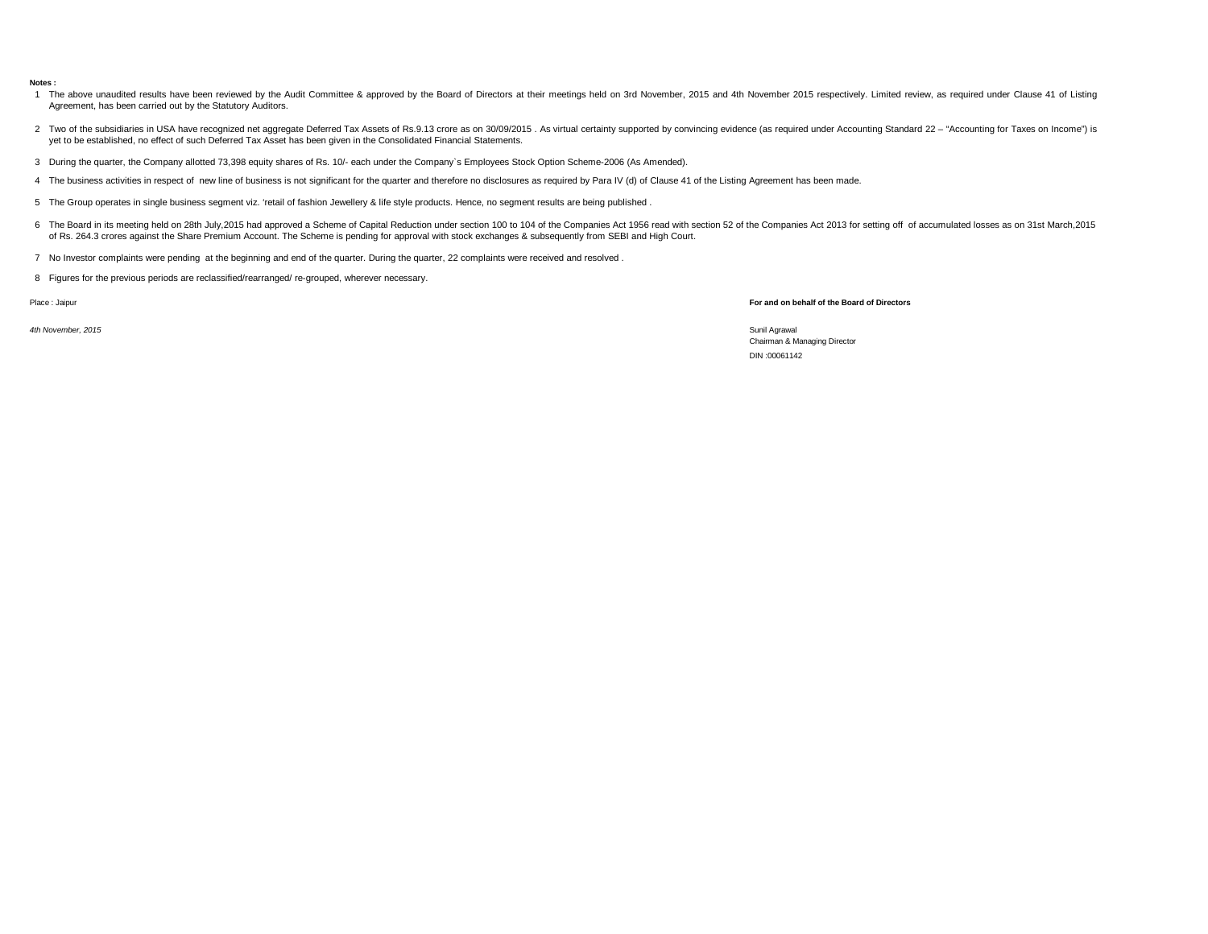**Notes :**

1. The above unaudited results have been reviewed by the Audit Committee & approved by the Board of Directors at their meetings held on 3rd November, 2015 and 4th November 2015 respectively. Limited review, as required under Clause 41 of Listing Agreement, has been carried out by the Statutory Auditors.
2. Two of the subsidiaries in USA have recognized net aggregate Deferred Tax Assets of Rs.9.13 crore as on 30/09/2015 . As virtual certainty supported by convincing evidence (as required under Accounting Standard 22 – "Accounting for Taxes on Income") is yet to be established, no effect of such Deferred Tax Asset has been given in the Consolidated Financial Statements.
3. During the quarter, the Company allotted 73,398 equity shares of Rs. 10/- each under the Company`s Employees Stock Option Scheme-2006 (As Amended).
4. The business activities in respect of new line of business is not significant for the quarter and therefore no disclosures as required by Para IV (d) of Clause 41 of the Listing Agreement has been made.
5. The Group operates in single business segment viz. 'retail of fashion Jewellery & life style products. Hence, no segment results are being published .
6. The Board in its meeting held on 28th July,2015 had approved a Scheme of Capital Reduction under section 100 to 104 of the Companies Act 1956 read with section 52 of the Companies Act 2013 for setting off of accumulated losses as on 31st March,2015 of Rs. 264.3 crores against the Share Premium Account. The Scheme is pending for approval with stock exchanges & subsequently from SEBI and High Court.
7. No Investor complaints were pending at the beginning and end of the quarter. During the quarter, 22 complaints were received and resolved .
8. Figures for the previous periods are reclassified/rearranged/ re-grouped, wherever necessary.

Place : Jaipur

*4th November, 2015*

**For and on behalf of the Board of Directors**

Sunil Agrawal
Chairman & Managing Director
DIN :00061142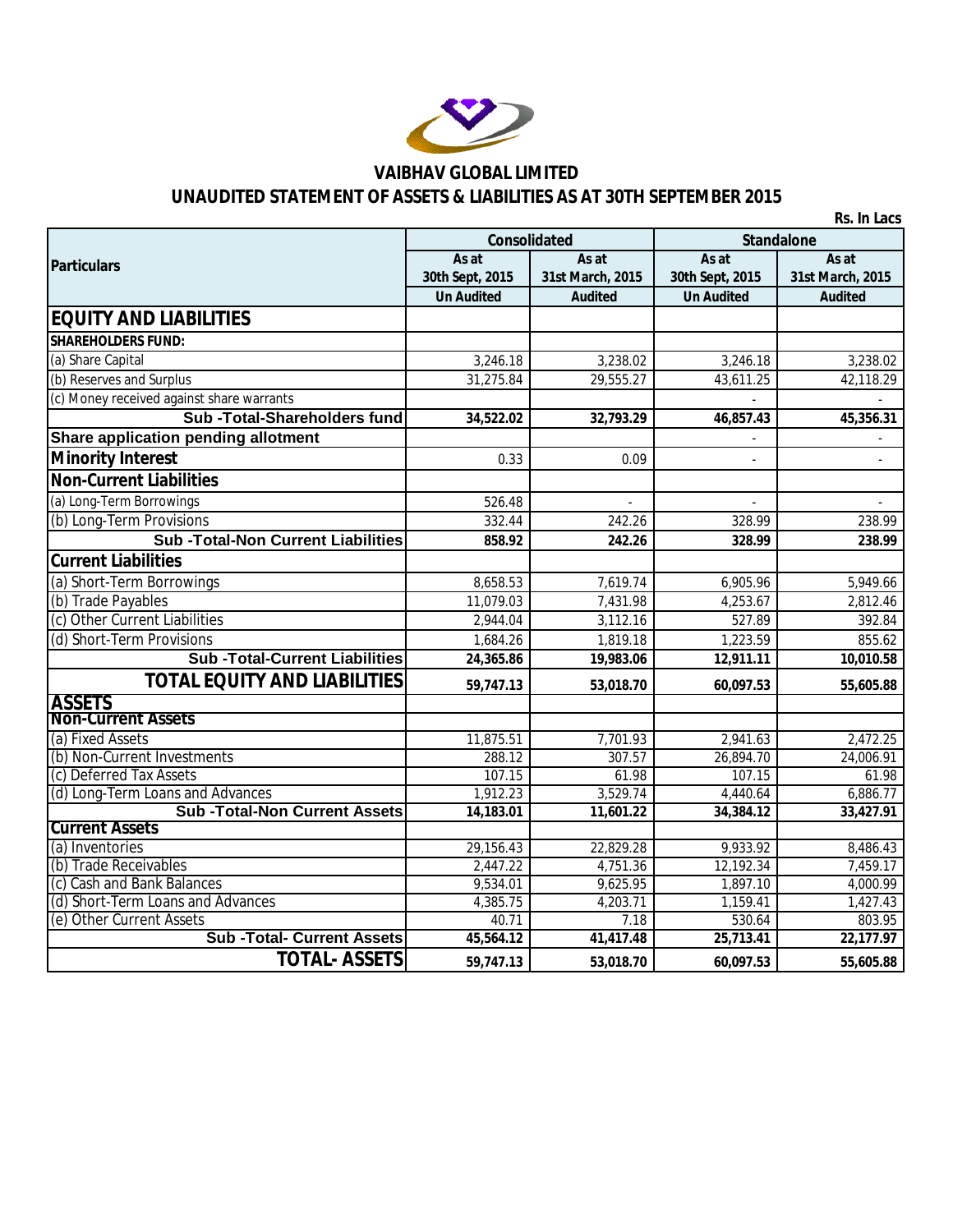# VAIBHAV GLOBAL LIMITED

## UNAUDITED STATEMENT OF ASSETS & LIABILITIES AS AT 30TH SEPTEMBER 2015

Rs. In Lacs

| Particulars | Consolidated | | Standalone | |
|---|---|---|---|---|
| | As at 30th Sept, 2015 | As at 31st March, 2015 | As at 30th Sept, 2015 | As at 31st March, 2015 |
| | Un Audited | Audited | Un Audited | Audited |
| **EQUITY AND LIABILITIES** | | | | |
| **SHAREHOLDERS FUND:** | | | | |
| (a) Share Capital | 3,246.18 | 3,238.02 | 3,246.18 | 3,238.02 |
| (b) Reserves and Surplus | 31,275.84 | 29,555.27 | 43,611.25 | 42,118.29 |
| (c) Money received against share warrants | | | - | - |
| **Sub -Total-Shareholders fund** | **34,522.02** | **32,793.29** | **46,857.43** | **45,356.31** |
| **Share application pending allotment** | | | - | - |
| **Minority Interest** | 0.33 | 0.09 | - | - |
| **Non-Current Liabilities** | | | | |
| (a) Long-Term Borrowings | 526.48 | - | - | - |
| (b) Long-Term Provisions | 332.44 | 242.26 | 328.99 | 238.99 |
| **Sub -Total-Non Current Liabilities** | **858.92** | **242.26** | **328.99** | **238.99** |
| **Current Liabilities** | | | | |
| (a) Short-Term Borrowings | 8,658.53 | 7,619.74 | 6,905.96 | 5,949.66 |
| (b) Trade Payables | 11,079.03 | 7,431.98 | 4,253.67 | 2,812.46 |
| (c) Other Current Liabilities | 2,944.04 | 3,112.16 | 527.89 | 392.84 |
| (d) Short-Term Provisions | 1,684.26 | 1,819.18 | 1,223.59 | 855.62 |
| **Sub -Total-Current Liabilities** | **24,365.86** | **19,983.06** | **12,911.11** | **10,010.58** |
| **TOTAL EQUITY AND LIABILITIES** | **59,747.13** | **53,018.70** | **60,097.53** | **55,605.88** |
| **ASSETS** | | | | |
| **Non-Current Assets** | | | | |
| (a) Fixed Assets | 11,875.51 | 7,701.93 | 2,941.63 | 2,472.25 |
| (b) Non-Current Investments | 288.12 | 307.57 | 26,894.70 | 24,006.91 |
| (c) Deferred Tax Assets | 107.15 | 61.98 | 107.15 | 61.98 |
| (d) Long-Term Loans and Advances | 1,912.23 | 3,529.74 | 4,440.64 | 6,886.77 |
| **Sub -Total-Non Current Assets** | **14,183.01** | **11,601.22** | **34,384.12** | **33,427.91** |
| **Current Assets** | | | | |
| (a) Inventories | 29,156.43 | 22,829.28 | 9,933.92 | 8,486.43 |
| (b) Trade Receivables | 2,447.22 | 4,751.36 | 12,192.34 | 7,459.17 |
| (c) Cash and Bank Balances | 9,534.01 | 9,625.95 | 1,897.10 | 4,000.99 |
| (d) Short-Term Loans and Advances | 4,385.75 | 4,203.71 | 1,159.41 | 1,427.43 |
| (e) Other Current Assets | 40.71 | 7.18 | 530.64 | 803.95 |
| **Sub -Total- Current Assets** | **45,564.12** | **41,417.48** | **25,713.41** | **22,177.97** |
| **TOTAL- ASSETS** | **59,747.13** | **53,018.70** | **60,097.53** | **55,605.88** |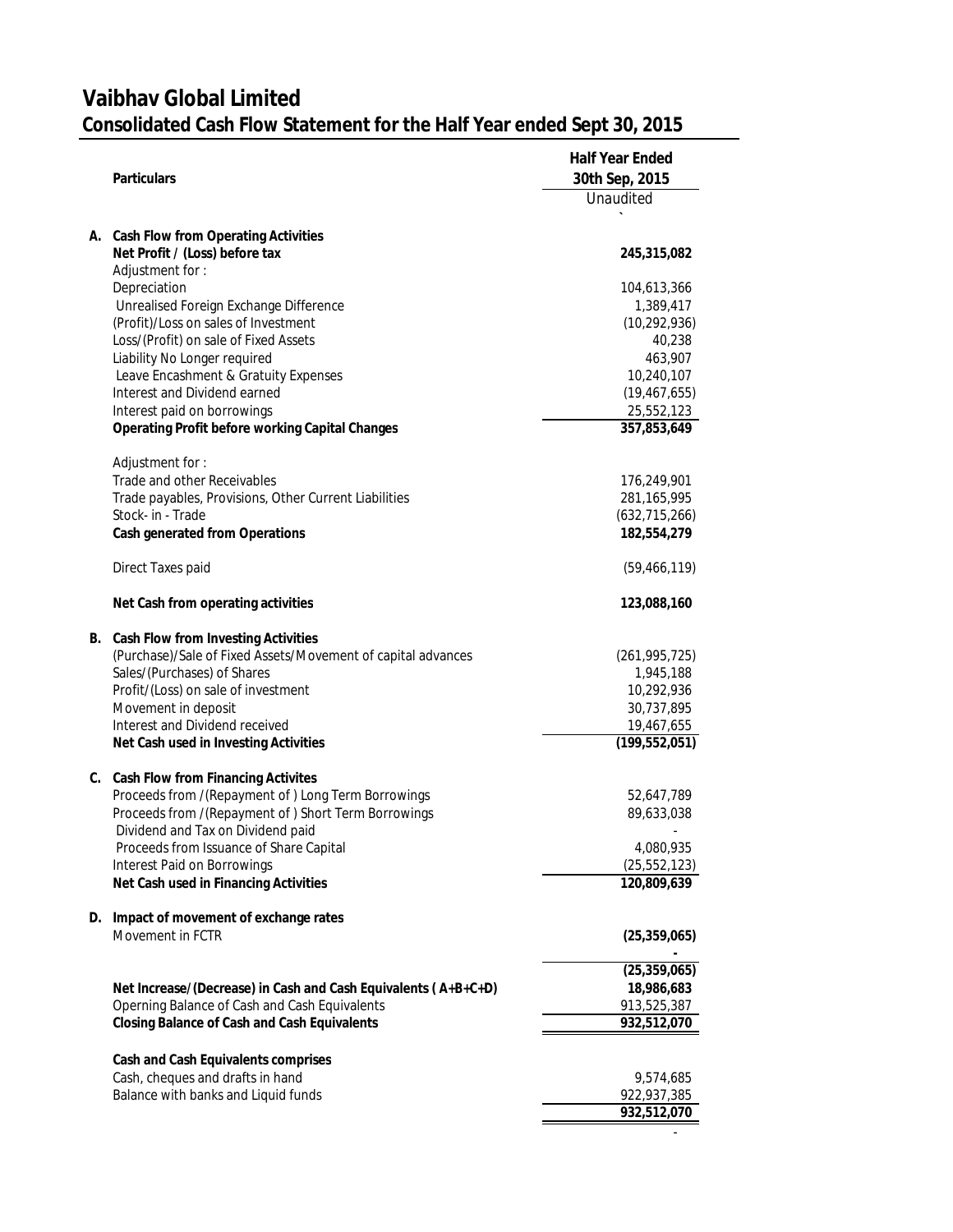# Vaibhav Global Limited

## Consolidated Cash Flow Statement for the Half Year ended Sept 30, 2015

| Particulars | Half Year Ended 30th Sep, 2015 |
|---|---|
| | Unaudited |
| | ` |
| **A. Cash Flow from Operating Activities** | |
| **Net Profit / (Loss) before tax** | **245,315,082** |
| Adjustment for : | |
| Depreciation | 104,613,366 |
| Unrealised Foreign Exchange Difference | 1,389,417 |
| (Profit)/Loss on sales of Investment | (10,292,936) |
| Loss/(Profit) on sale of Fixed Assets | 40,238 |
| Liability No Longer required | 463,907 |
| Leave Encashment & Gratuity Expenses | 10,240,107 |
| Interest and Dividend earned | (19,467,655) |
| Interest paid on borrowings | 25,552,123 |
| **Operating Profit before working Capital Changes** | **357,853,649** |
| Adjustment for : | |
| Trade and other Receivables | 176,249,901 |
| Trade payables, Provisions, Other Current Liabilities | 281,165,995 |
| Stock- in - Trade | (632,715,266) |
| **Cash generated from Operations** | **182,554,279** |
| Direct Taxes paid | (59,466,119) |
| **Net Cash from operating activities** | **123,088,160** |
| **B. Cash Flow from Investing Activities** | |
| (Purchase)/Sale of Fixed Assets/Movement of capital advances | (261,995,725) |
| Sales/(Purchases) of Shares | 1,945,188 |
| Profit/(Loss) on sale of investment | 10,292,936 |
| Movement in deposit | 30,737,895 |
| Interest and Dividend received | 19,467,655 |
| **Net Cash used in Investing Activities** | **(199,552,051)** |
| **C. Cash Flow from Financing Activites** | |
| Proceeds from /(Repayment of ) Long Term Borrowings | 52,647,789 |
| Proceeds from /(Repayment of ) Short Term Borrowings | 89,633,038 |
| Dividend and Tax on Dividend paid | - |
| Proceeds from Issuance of Share Capital | 4,080,935 |
| Interest Paid on Borrowings | (25,552,123) |
| **Net Cash used in Financing Activities** | **120,809,639** |
| **D. Impact of movement of exchange rates** | |
| Movement in FCTR | **(25,359,065)** |
| | **-** |
| | **(25,359,065)** |
| **Net Increase/(Decrease) in Cash and Cash Equivalents ( A+B+C+D)** | **18,986,683** |
| Operning Balance of Cash and Cash Equivalents | 913,525,387 |
| **Closing Balance of Cash and Cash Equivalents** | **932,512,070** |
| **Cash and Cash Equivalents comprises** | |
| Cash, cheques and drafts in hand | 9,574,685 |
| Balance with banks and Liquid funds | 922,937,385 |
| | **932,512,070** |
| | - |